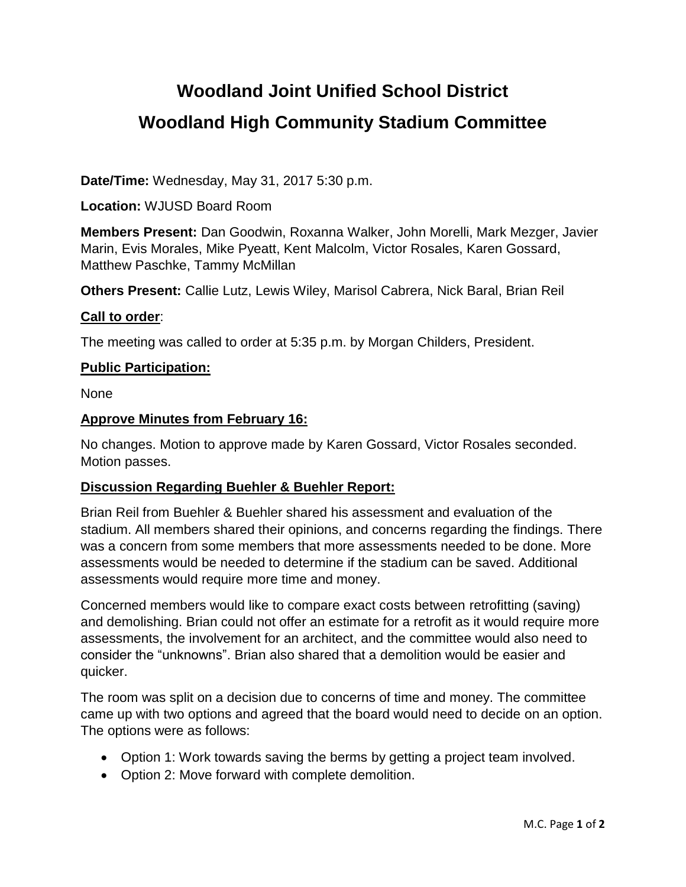# Woodland Joint Unified School District

# Woodland High Community Stadium Committee

**Date/Time:** Wednesday, May 31, 2017 5:30 p.m.

**Location:** WJUSD Board Room

**Members Present:** Dan Goodwin, Roxanna Walker, John Morelli, Mark Mezger, Javier Marin, Evis Morales, Mike Pyeatt, Kent Malcolm, Victor Rosales, Karen Gossard, Matthew Paschke, Tammy McMillan

**Others Present:** Callie Lutz, Lewis Wiley, Marisol Cabrera, Nick Baral, Brian Reil

**Call to order**:

The meeting was called to order at 5:35 p.m. by Morgan Childers, President.

**Public Participation:**

None

**Approve Minutes from February 16:**

No changes. Motion to approve made by Karen Gossard, Victor Rosales seconded. Motion passes.

**Discussion Regarding Buehler & Buehler Report:**

Brian Reil from Buehler & Buehler shared his assessment and evaluation of the stadium. All members shared their opinions, and concerns regarding the findings. There was a concern from some members that more assessments needed to be done. More assessments would be needed to determine if the stadium can be saved. Additional assessments would require more time and money.

Concerned members would like to compare exact costs between retrofitting (saving) and demolishing. Brian could not offer an estimate for a retrofit as it would require more assessments, the involvement for an architect, and the committee would also need to consider the "unknowns". Brian also shared that a demolition would be easier and quicker.

The room was split on a decision due to concerns of time and money. The committee came up with two options and agreed that the board would need to decide on an option. The options were as follows:

- Option 1: Work towards saving the berms by getting a project team involved.
- Option 2: Move forward with complete demolition.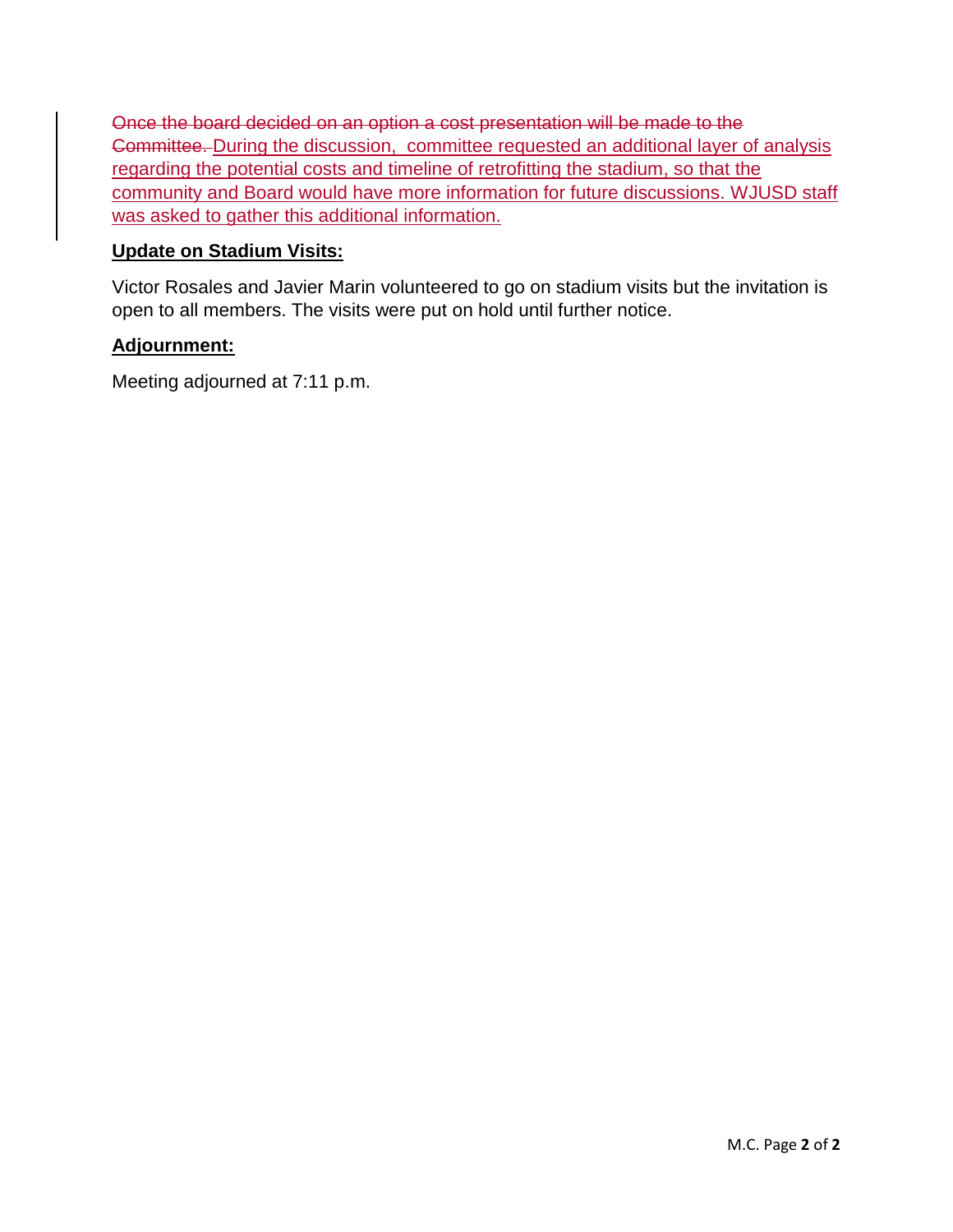~~Once the board decided on an option a cost presentation will be made to the Committee.~~ During the discussion, committee requested an additional layer of analysis regarding the potential costs and timeline of retrofitting the stadium, so that the community and Board would have more information for future discussions. WJUSD staff was asked to gather this additional information.

**Update on Stadium Visits:**

Victor Rosales and Javier Marin volunteered to go on stadium visits but the invitation is open to all members. The visits were put on hold until further notice.

**Adjournment:**

Meeting adjourned at 7:11 p.m.